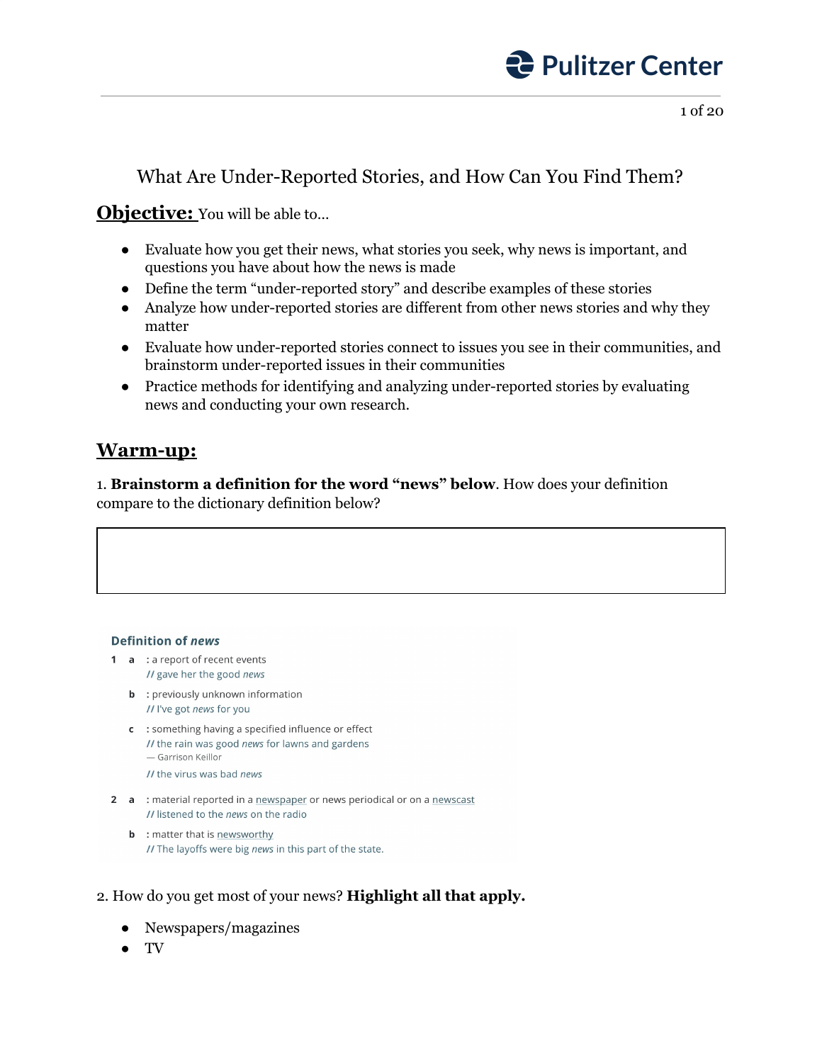# What Are Under-Reported Stories, and How Can You Find Them?

**Objective:** You will be able to...

- Evaluate how you get their news, what stories you seek, why news is important, and questions you have about how the news is made
- Define the term "under-reported story" and describe examples of these stories
- Analyze how under-reported stories are different from other news stories and why they matter
- Evaluate how under-reported stories connect to issues you see in their communities, and brainstorm under-reported issues in their communities
- Practice methods for identifying and analyzing under-reported stories by evaluating news and conducting your own research.

## Warm-up:

1. **Brainstorm a definition for the word "news" below**. How does your definition compare to the dictionary definition below?

| |
|---|
| |

**Definition of *news***

1 a : a report of recent events
// gave her the good *news*

b : previously unknown information
// I've got *news* for you

c : something having a specified influence or effect
// the rain was good *news* for lawns and gardens
— Garrison Keillor
// the virus was bad *news*

2 a : material reported in a newspaper or news periodical or on a newscast
// listened to the *news* on the radio

b : matter that is newsworthy
// The layoffs were big *news* in this part of the state.

2. How do you get most of your news? **Highlight all that apply.**

- Newspapers/magazines
- TV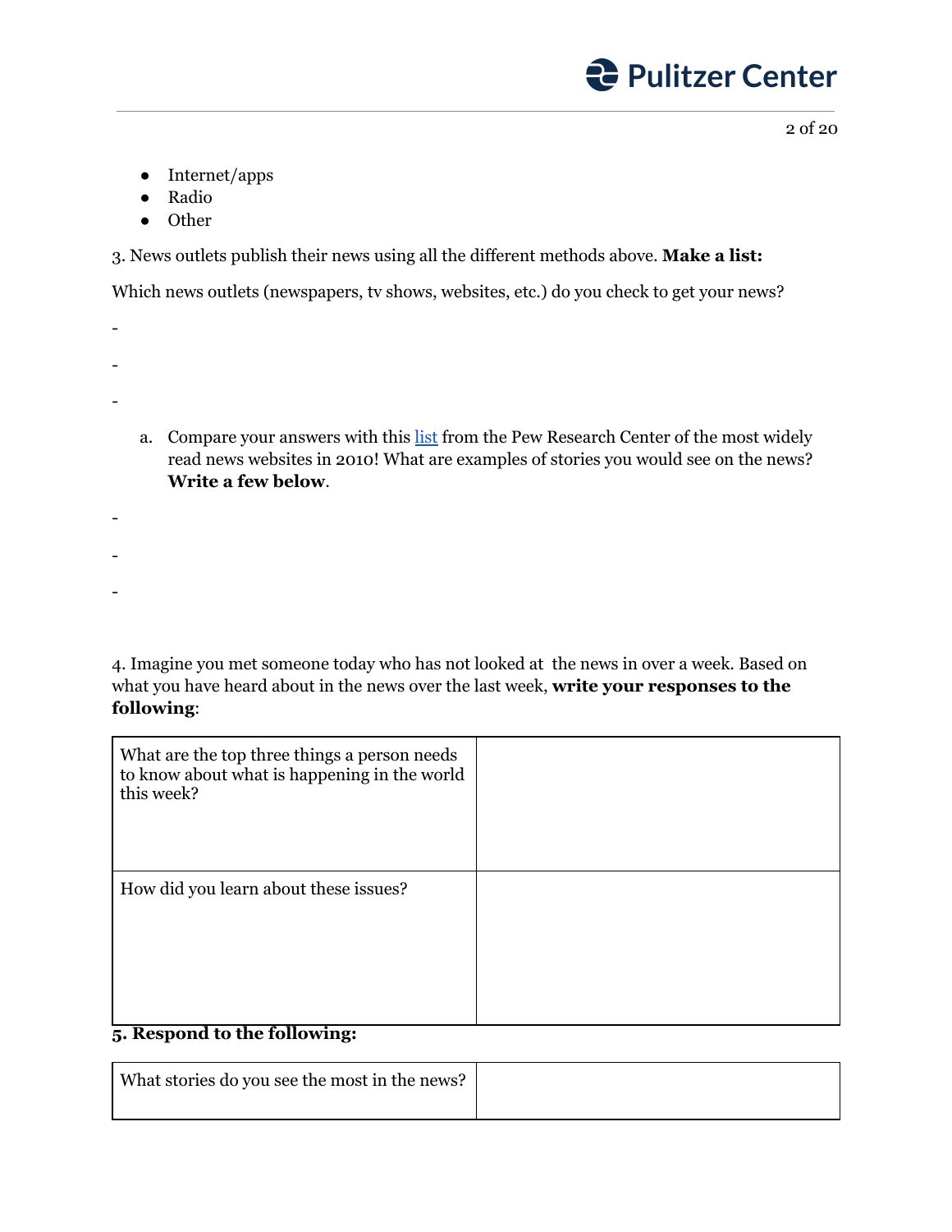- Internet/apps
- Radio
- Other

3. News outlets publish their news using all the different methods above. **Make a list:**

Which news outlets (newspapers, tv shows, websites, etc.) do you check to get your news?

-

-

-

   a. Compare your answers with this list from the Pew Research Center of the most widely read news websites in 2010! What are examples of stories you would see on the news? **Write a few below**.

-

-

-

4. Imagine you met someone today who has not looked at the news in over a week. Based on what you have heard about in the news over the last week, **write your responses to the following**:

| What are the top three things a person needs to know about what is happening in the world this week? | |
|---|---|
| How did you learn about these issues? | |

**5. Respond to the following:**

| What stories do you see the most in the news? | |
|---|---|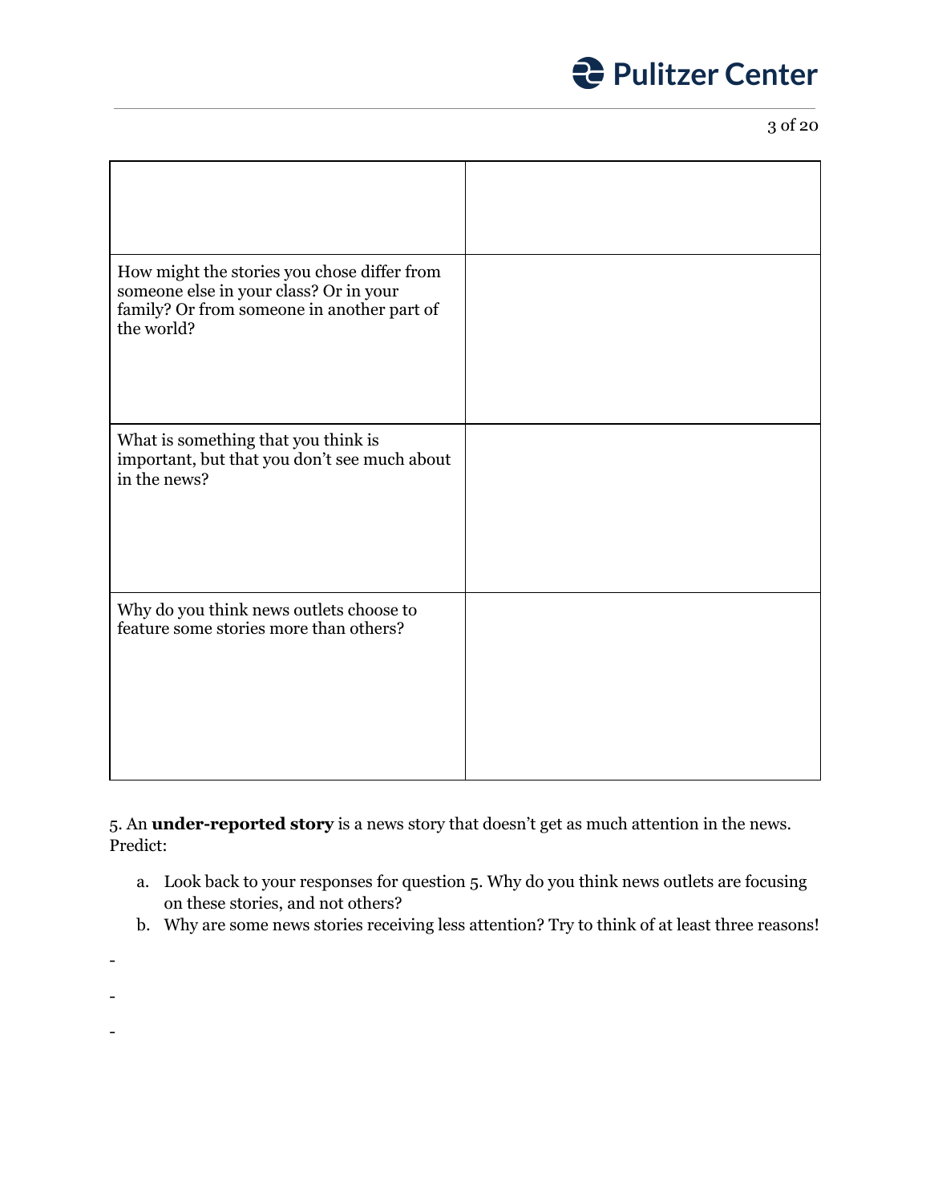| | |
|---|---|
| | |
| How might the stories you chose differ from someone else in your class? Or in your family? Or from someone in another part of the world? | |
| What is something that you think is important, but that you don't see much about in the news? | |
| Why do you think news outlets choose to feature some stories more than others? | |

5. An **under-reported story** is a news story that doesn't get as much attention in the news. Predict:

  a. Look back to your responses for question 5. Why do you think news outlets are focusing on these stories, and not others?
  b. Why are some news stories receiving less attention? Try to think of at least three reasons!

-

-

-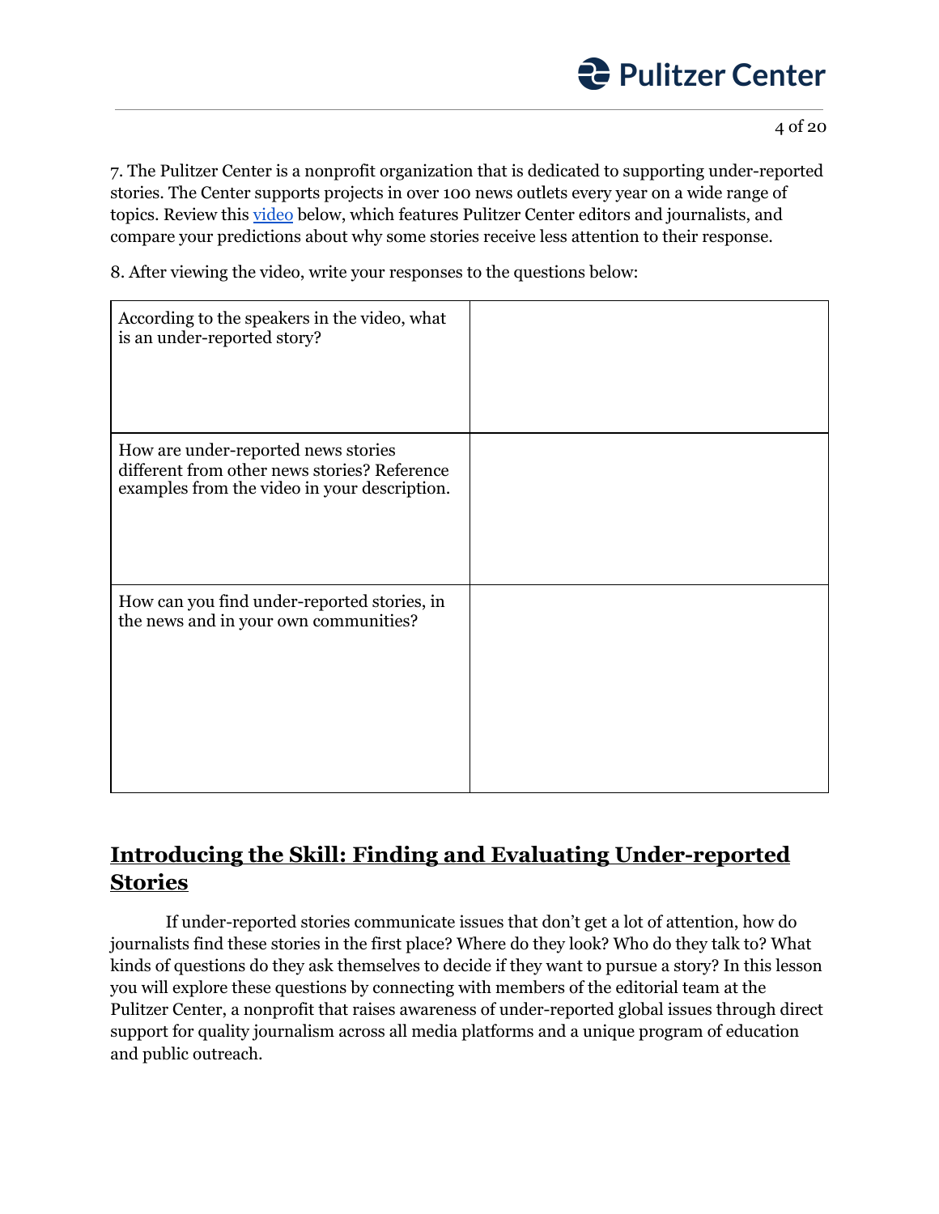7. The Pulitzer Center is a nonprofit organization that is dedicated to supporting under-reported stories. The Center supports projects in over 100 news outlets every year on a wide range of topics. Review this video below, which features Pulitzer Center editors and journalists, and compare your predictions about why some stories receive less attention to their response.

8. After viewing the video, write your responses to the questions below:

| | |
|---|---|
| According to the speakers in the video, what is an under-reported story? | |
| How are under-reported news stories different from other news stories? Reference examples from the video in your description. | |
| How can you find under-reported stories, in the news and in your own communities? | |

## **Introducing the Skill: Finding and Evaluating Under-reported Stories**

If under-reported stories communicate issues that don't get a lot of attention, how do journalists find these stories in the first place? Where do they look? Who do they talk to? What kinds of questions do they ask themselves to decide if they want to pursue a story? In this lesson you will explore these questions by connecting with members of the editorial team at the Pulitzer Center, a nonprofit that raises awareness of under-reported global issues through direct support for quality journalism across all media platforms and a unique program of education and public outreach.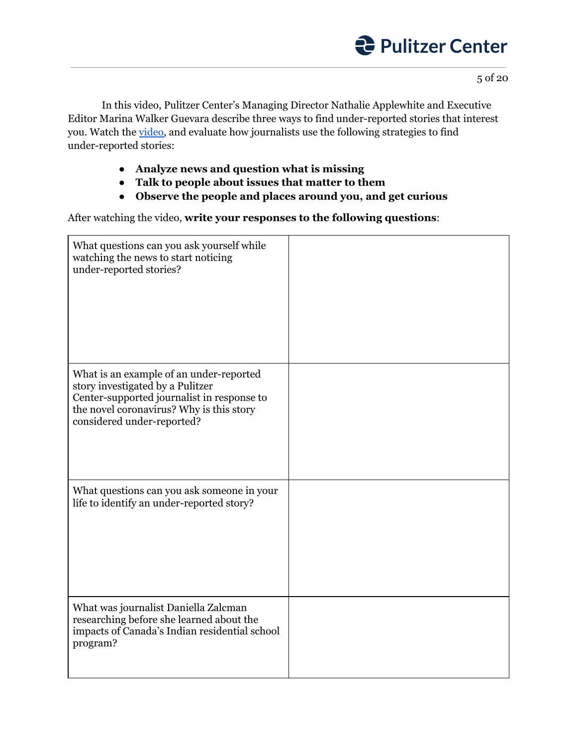In this video, Pulitzer Center's Managing Director Nathalie Applewhite and Executive Editor Marina Walker Guevara describe three ways to find under-reported stories that interest you. Watch the [video](), and evaluate how journalists use the following strategies to find under-reported stories:

- **Analyze news and question what is missing**
- **Talk to people about issues that matter to them**
- **Observe the people and places around you, and get curious**

After watching the video, **write your responses to the following questions**:

| | |
|---|---|
| What questions can you ask yourself while watching the news to start noticing under-reported stories? | |
| What is an example of an under-reported story investigated by a Pulitzer Center-supported journalist in response to the novel coronavirus? Why is this story considered under-reported? | |
| What questions can you ask someone in your life to identify an under-reported story? | |
| What was journalist Daniella Zalcman researching before she learned about the impacts of Canada's Indian residential school program? | |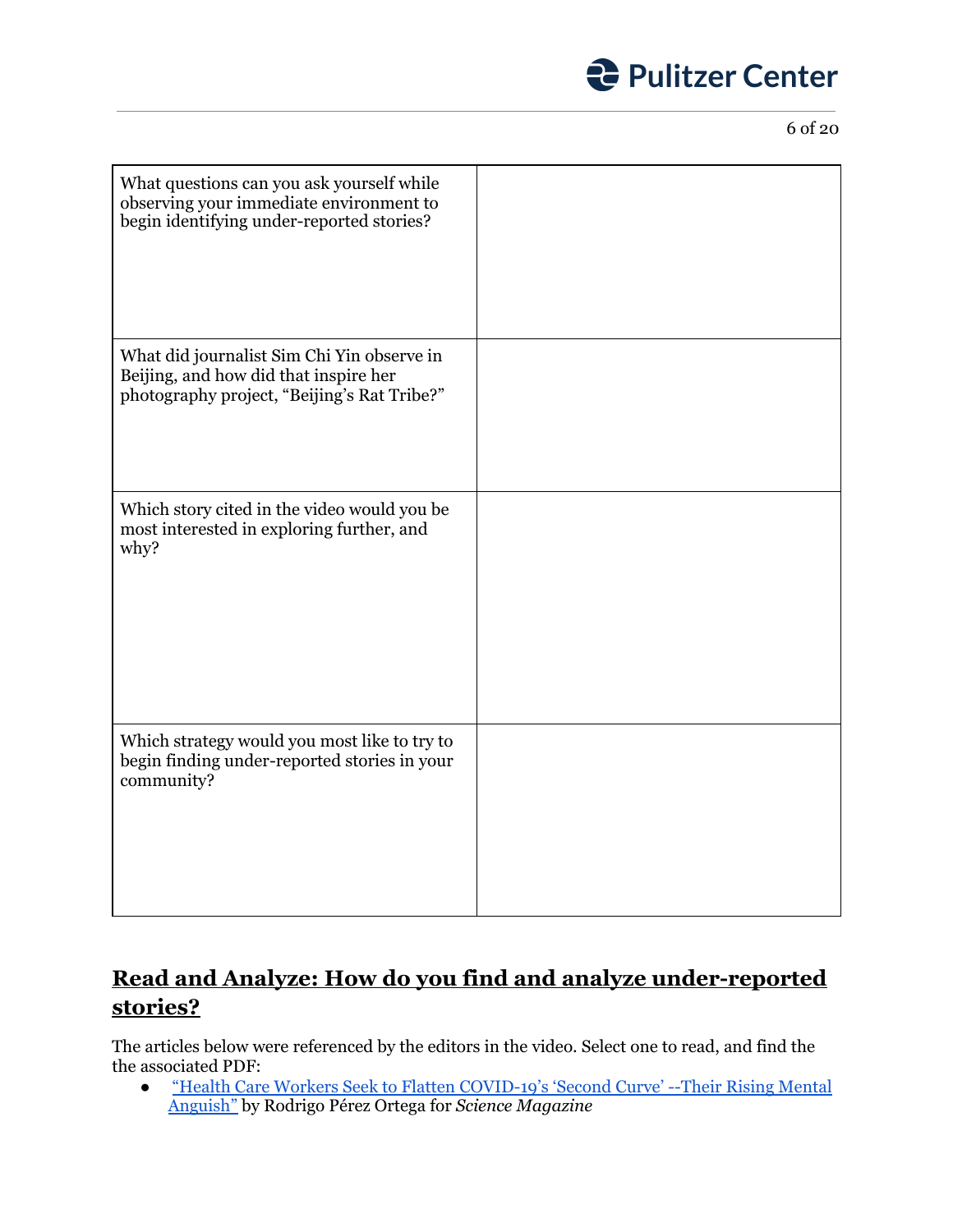| | |
|---|---|
| What questions can you ask yourself while observing your immediate environment to begin identifying under-reported stories? | |
| What did journalist Sim Chi Yin observe in Beijing, and how did that inspire her photography project, “Beijing’s Rat Tribe?” | |
| Which story cited in the video would you be most interested in exploring further, and why? | |
| Which strategy would you most like to try to begin finding under-reported stories in your community? | |

## Read and Analyze: How do you find and analyze under-reported stories?

The articles below were referenced by the editors in the video. Select one to read, and find the the associated PDF:

- “Health Care Workers Seek to Flatten COVID-19’s ‘Second Curve’ --Their Rising Mental Anguish” by Rodrigo Pérez Ortega for *Science Magazine*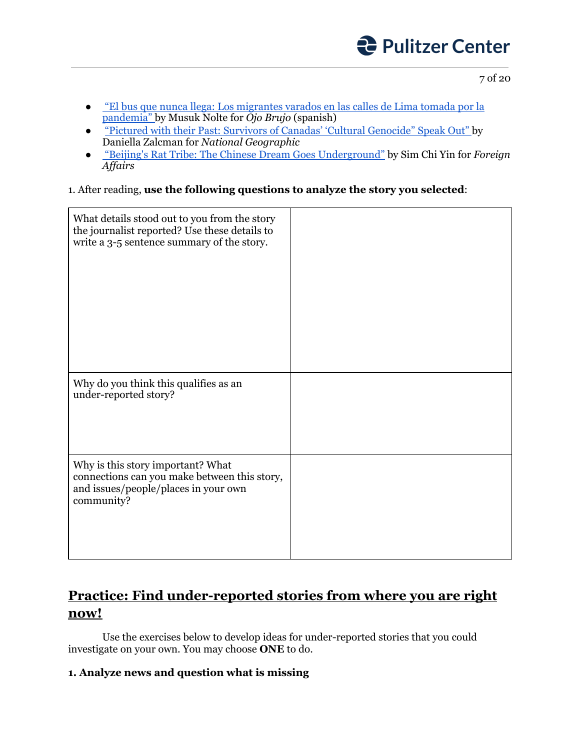- "El bus que nunca llega: Los migrantes varados en las calles de Lima tomada por la pandemia" by Musuk Nolte for *Ojo Brujo* (spanish)
- "Pictured with their Past: Survivors of Canadas' 'Cultural Genocide" Speak Out" by Daniella Zalcman for *National Geographic*
- "Beijing's Rat Tribe: The Chinese Dream Goes Underground" by Sim Chi Yin for *Foreign Affairs*

1. After reading, **use the following questions to analyze the story you selected**:

| | |
|---|---|
| What details stood out to you from the story the journalist reported? Use these details to write a 3-5 sentence summary of the story. | |
| Why do you think this qualifies as an under-reported story? | |
| Why is this story important? What connections can you make between this story, and issues/people/places in your own community? | |

## Practice: Find under-reported stories from where you are right now!

Use the exercises below to develop ideas for under-reported stories that you could investigate on your own. You may choose **ONE** to do.

**1. Analyze news and question what is missing**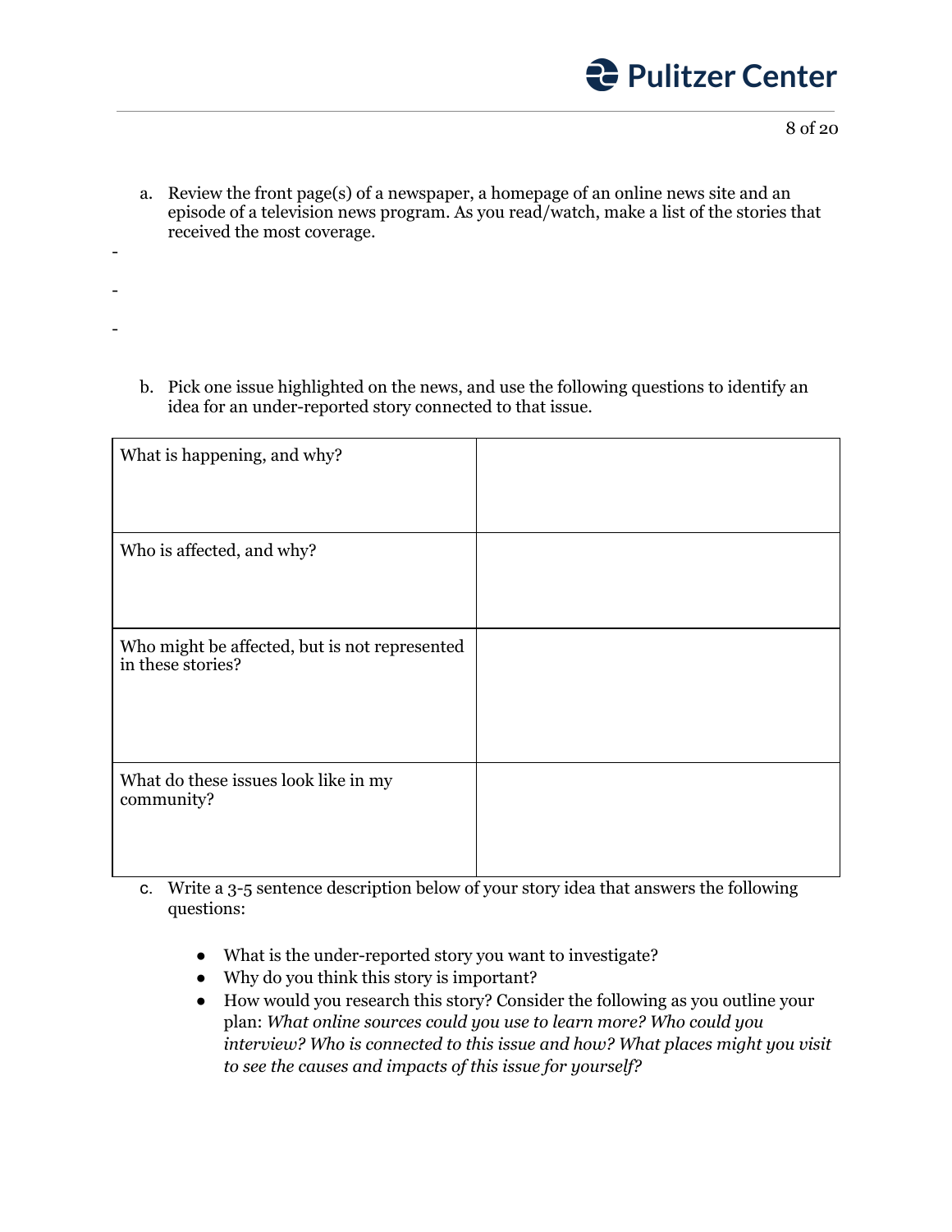a. Review the front page(s) of a newspaper, a homepage of an online news site and an episode of a television news program. As you read/watch, make a list of the stories that received the most coverage.

-

-

-

b. Pick one issue highlighted on the news, and use the following questions to identify an idea for an under-reported story connected to that issue.

| | |
|---|---|
| What is happening, and why? | |
| Who is affected, and why? | |
| Who might be affected, but is not represented in these stories? | |
| What do these issues look like in my community? | |

c. Write a 3-5 sentence description below of your story idea that answers the following questions:

- What is the under-reported story you want to investigate?
- Why do you think this story is important?
- How would you research this story? Consider the following as you outline your plan: *What online sources could you use to learn more? Who could you interview? Who is connected to this issue and how? What places might you visit to see the causes and impacts of this issue for yourself?*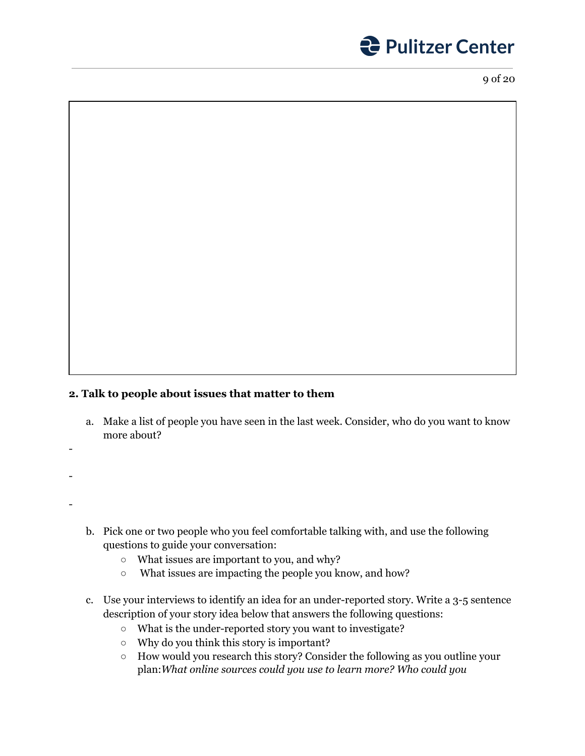**2. Talk to people about issues that matter to them**

a. Make a list of people you have seen in the last week. Consider, who do you want to know more about?

-

-

-

b. Pick one or two people who you feel comfortable talking with, and use the following questions to guide your conversation:
   - What issues are important to you, and why?
   - What issues are impacting the people you know, and how?

c. Use your interviews to identify an idea for an under-reported story. Write a 3-5 sentence description of your story idea below that answers the following questions:
   - What is the under-reported story you want to investigate?
   - Why do you think this story is important?
   - How would you research this story? Consider the following as you outline your plan: *What online sources could you use to learn more? Who could you*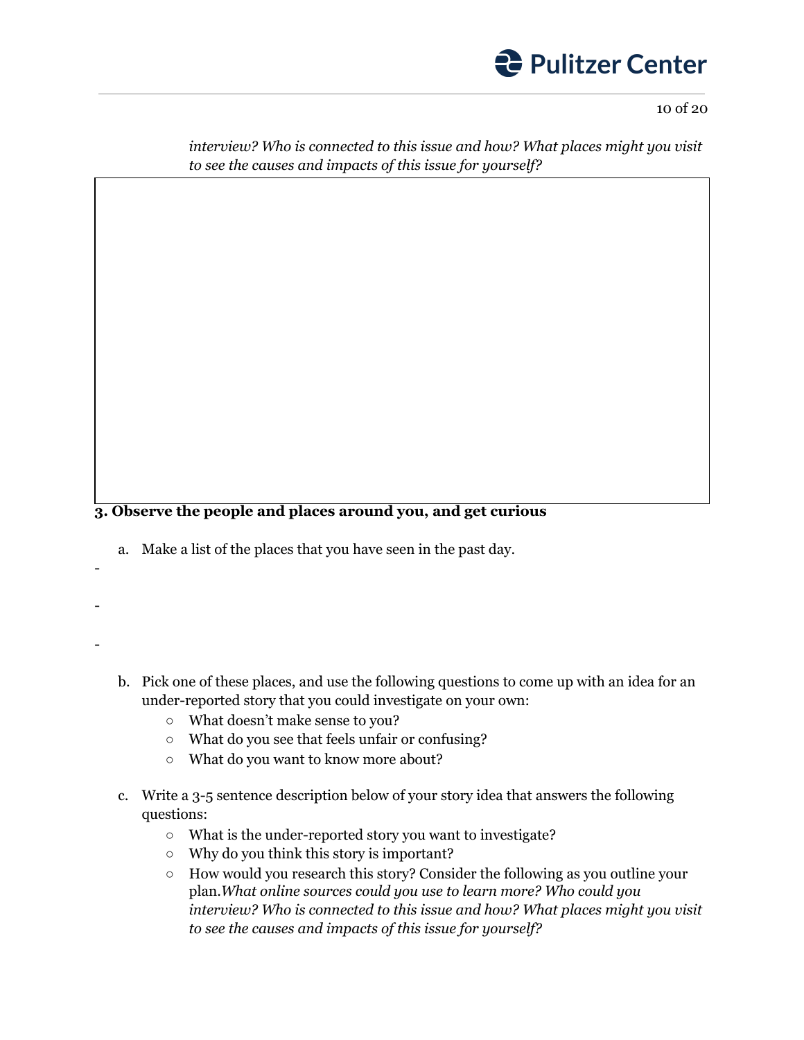*interview? Who is connected to this issue and how? What places might you visit to see the causes and impacts of this issue for yourself?*

**3. Observe the people and places around you, and get curious**

a. Make a list of the places that you have seen in the past day.

-

-

-

b. Pick one of these places, and use the following questions to come up with an idea for an under-reported story that you could investigate on your own:
   - What doesn't make sense to you?
   - What do you see that feels unfair or confusing?
   - What do you want to know more about?

c. Write a 3-5 sentence description below of your story idea that answers the following questions:
   - What is the under-reported story you want to investigate?
   - Why do you think this story is important?
   - How would you research this story? Consider the following as you outline your plan.*What online sources could you use to learn more? Who could you interview? Who is connected to this issue and how? What places might you visit to see the causes and impacts of this issue for yourself?*